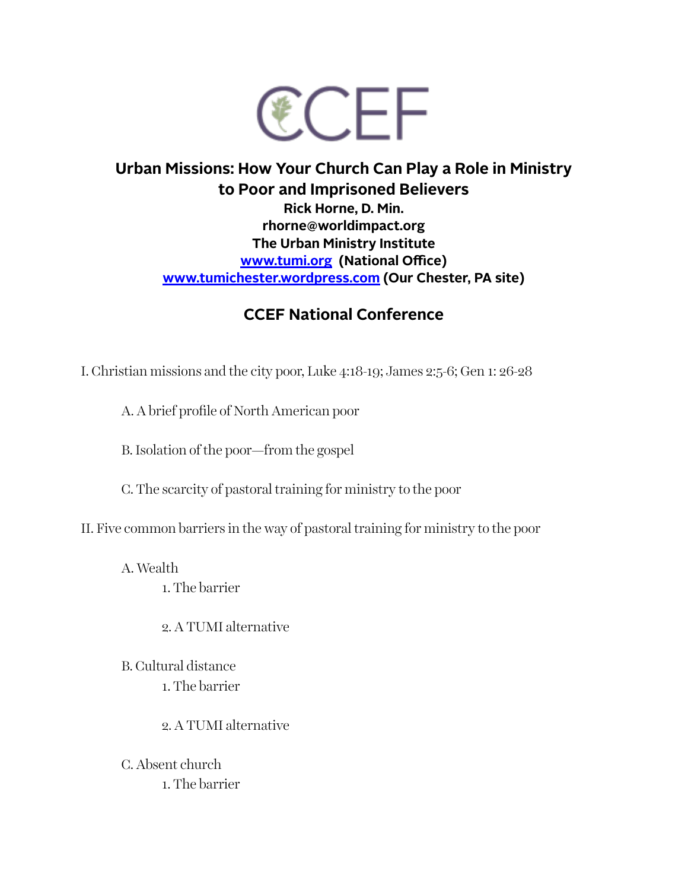CCEF

# Urban Missions: How Your Church Can Play a Role in Ministry to Poor and Imprisoned Believers

**Rick Horne, D. Min.**
**rhorne@worldimpact.org**
**The Urban Ministry Institute**
**[www.tumi.org](http://www.tumi.org) (National Office)**
**[www.tumichester.wordpress.com](http://www.tumichester.wordpress.com) (Our Chester, PA site)**

## CCEF National Conference

I. Christian missions and the city poor, Luke 4:18-19; James 2:5-6; Gen 1: 26-28

- A. A brief profile of North American poor
- B. Isolation of the poor—from the gospel
- C. The scarcity of pastoral training for ministry to the poor

II. Five common barriers in the way of pastoral training for ministry to the poor

- A. Wealth
  1. The barrier
  2. A TUMI alternative
- B. Cultural distance
  1. The barrier
  2. A TUMI alternative
- C. Absent church
  1. The barrier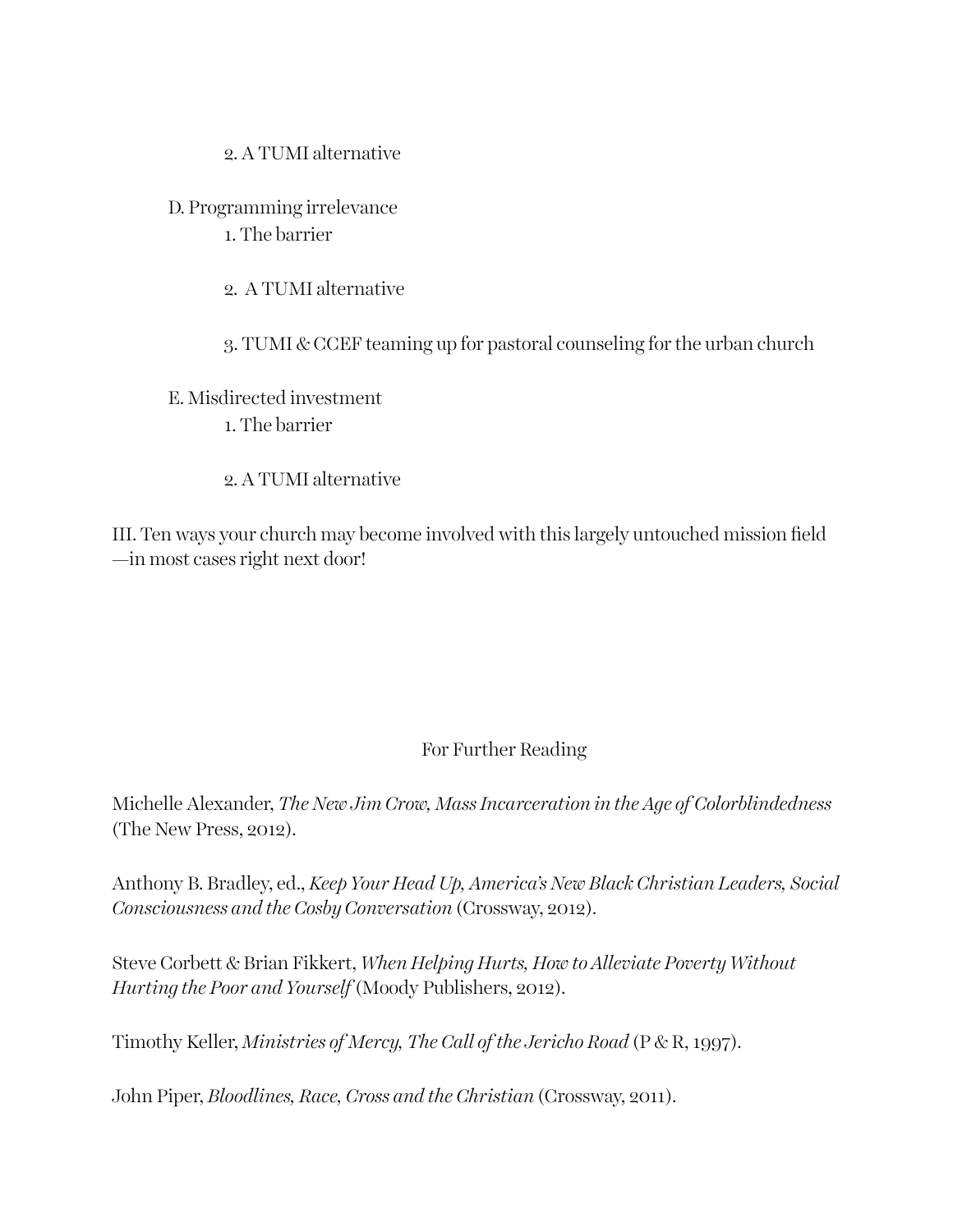2. A TUMI alternative

D. Programming irrelevance

1. The barrier

2. A TUMI alternative

3. TUMI & CCEF teaming up for pastoral counseling for the urban church

E. Misdirected investment

1. The barrier

2. A TUMI alternative

III. Ten ways your church may become involved with this largely untouched mission field—in most cases right next door!

## For Further Reading

Michelle Alexander, *The New Jim Crow, Mass Incarceration in the Age of Colorblindedness* (The New Press, 2012).

Anthony B. Bradley, ed., *Keep Your Head Up, America's New Black Christian Leaders, Social Consciousness and the Cosby Conversation* (Crossway, 2012).

Steve Corbett & Brian Fikkert, *When Helping Hurts, How to Alleviate Poverty Without Hurting the Poor and Yourself* (Moody Publishers, 2012).

Timothy Keller, *Ministries of Mercy, The Call of the Jericho Road* (P & R, 1997).

John Piper, *Bloodlines, Race, Cross and the Christian* (Crossway, 2011).